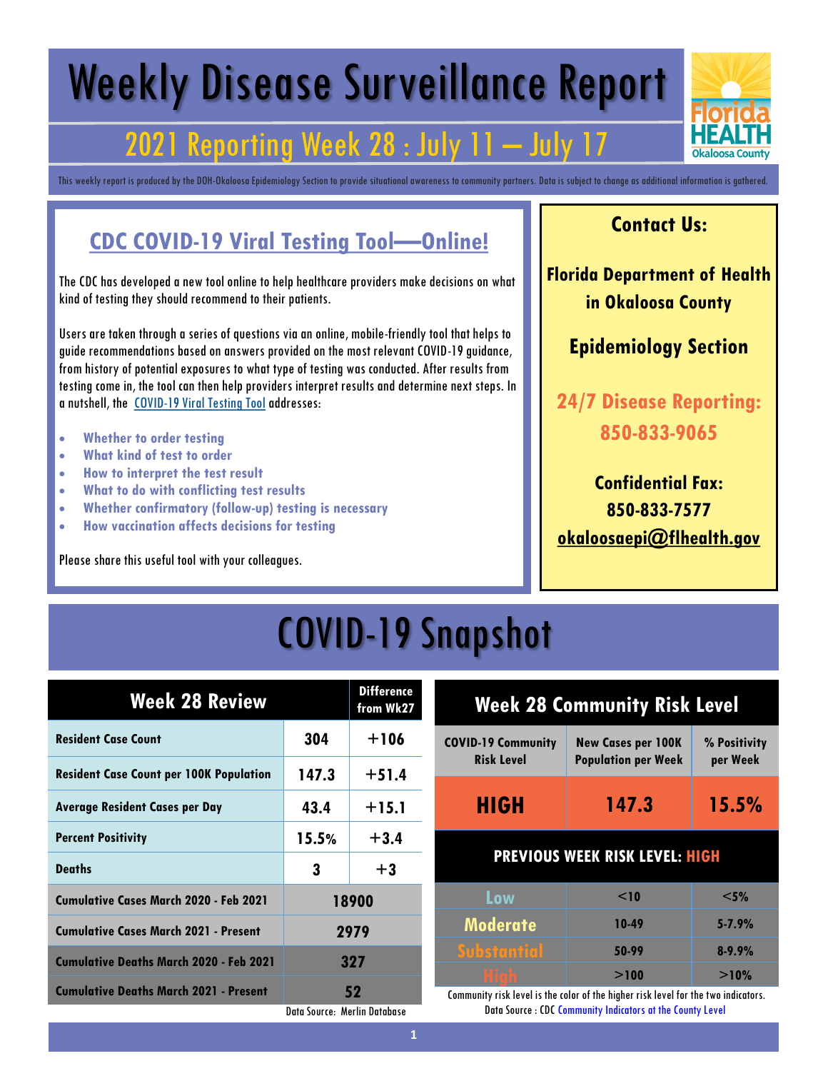# Weekly Disease Surveillance Report

## 2021 Reporting Week 28 : July 11 — July 17

This weekly report is produced by the DOH-Okaloosa Epidemiology Section to provide situational awareness to community partners. Data is subject to change as additional information is gathered.

## CDC COVID-19 Viral Testing Tool—Online!

The CDC has developed a new tool online to help healthcare providers make decisions on what kind of testing they should recommend to their patients.

Users are taken through a series of questions via an online, mobile-friendly tool that helps to guide recommendations based on answers provided on the most relevant COVID-19 guidance, from history of potential exposures to what type of testing was conducted. After results from testing come in, the tool can then help providers interpret results and determine next steps. In a nutshell, the COVID-19 Viral Testing Tool addresses:

- **Whether to order testing**
- **What kind of test to order**
- **How to interpret the test result**
- **What to do with conflicting test results**
- **Whether confirmatory (follow-up) testing is necessary**
- **How vaccination affects decisions for testing**

Please share this useful tool with your colleagues.

### Contact Us:

**Florida Department of Health in Okaloosa County**

**Epidemiology Section**

**24/7 Disease Reporting: 850-833-9065**

**Confidential Fax: 850-833-7577**

**okaloosaepi@flhealth.gov**

# COVID-19 Snapshot

| Week 28 Review | | Difference from Wk27 |
|---|---|---|
| Resident Case Count | 304 | +106 |
| Resident Case Count per 100K Population | 147.3 | +51.4 |
| Average Resident Cases per Day | 43.4 | +15.1 |
| Percent Positivity | 15.5% | +3.4 |
| Deaths | 3 | +3 |
| Cumulative Cases March 2020 - Feb 2021 | 18900 | |
| Cumulative Cases March 2021 - Present | 2979 | |
| Cumulative Deaths March 2020 - Feb 2021 | 327 | |
| Cumulative Deaths March 2021 - Present | 52 | |

Data Source: Merlin Database

### Week 28 Community Risk Level

| COVID-19 Community Risk Level | New Cases per 100K Population per Week | % Positivity per Week |
|---|---|---|
| **HIGH** | **147.3** | **15.5%** |

**PREVIOUS WEEK RISK LEVEL: HIGH**

| Level | New Cases per 100K | % Positivity |
|---|---|---|
| Low | <10 | <5% |
| Moderate | 10-49 | 5-7.9% |
| Substantial | 50-99 | 8-9.9% |
| High | >100 | >10% |

Community risk level is the color of the higher risk level for the two indicators.
Data Source : CDC Community Indicators at the County Level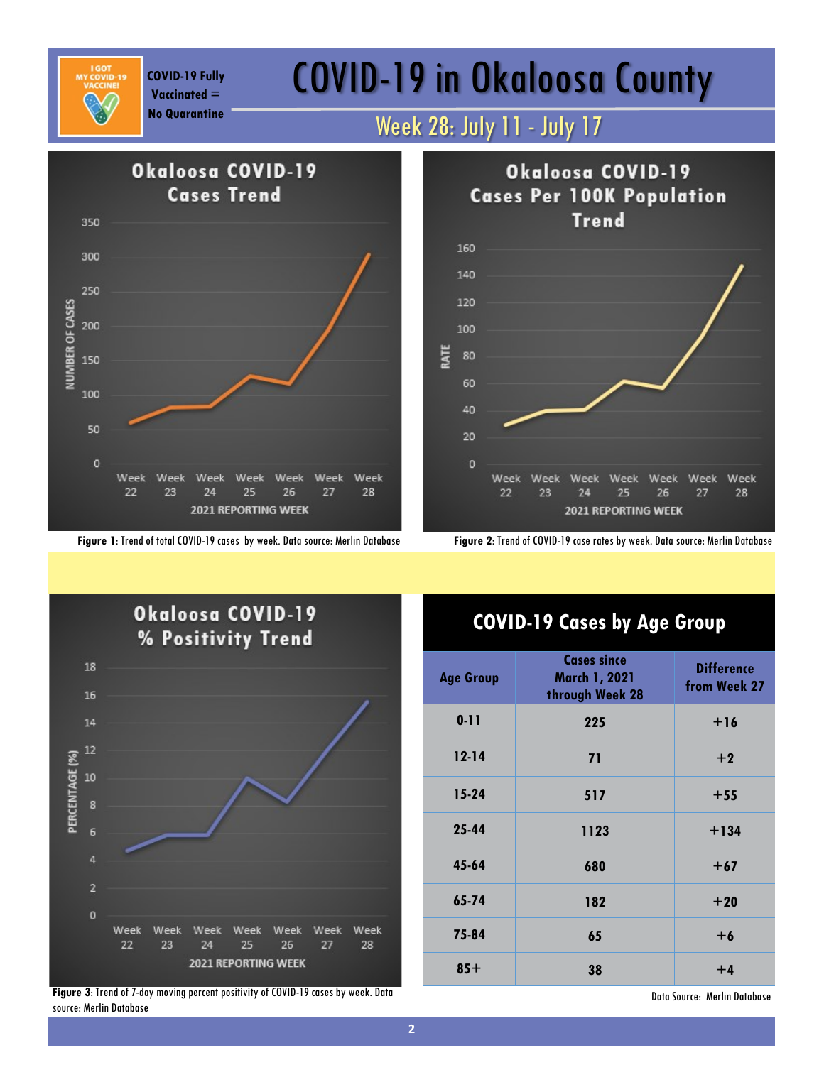COVID-19 Fully Vaccinated = No Quarantine

# COVID-19 in Okaloosa County

## Week 28: July 11 - July 17

Figure 1: Trend of total COVID-19 cases by week. Data source: Merlin Database

Figure 2: Trend of COVID-19 case rates by week. Data source: Merlin Database

Figure 3: Trend of 7-day moving percent positivity of COVID-19 cases by week. Data source: Merlin Database

### COVID-19 Cases by Age Group

| Age Group | Cases since March 1, 2021 through Week 28 | Difference from Week 27 |
|---|---|---|
| 0-11 | 225 | +16 |
| 12-14 | 71 | +2 |
| 15-24 | 517 | +55 |
| 25-44 | 1123 | +134 |
| 45-64 | 680 | +67 |
| 65-74 | 182 | +20 |
| 75-84 | 65 | +6 |
| 85+ | 38 | +4 |

Data Source: Merlin Database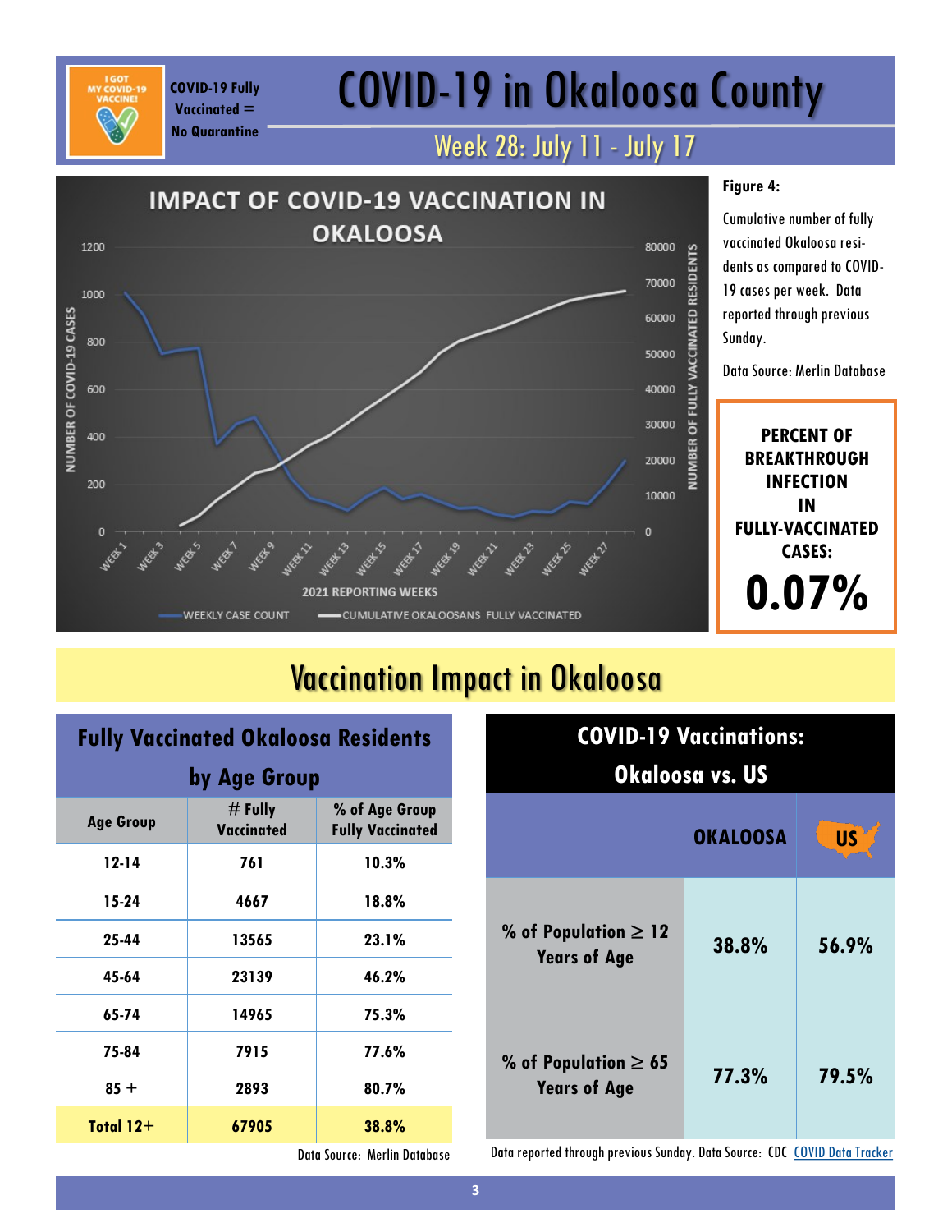COVID-19 Fully Vaccinated = No Quarantine

# COVID-19 in Okaloosa County

## Week 28: July 11 - July 17

**Figure 4:**

Cumulative number of fully vaccinated Okaloosa residents as compared to COVID-19 cases per week. Data reported through previous Sunday.

Data Source: Merlin Database

**PERCENT OF BREAKTHROUGH INFECTION IN FULLY-VACCINATED CASES:**

**0.07%**

# Vaccination Impact in Okaloosa

## Fully Vaccinated Okaloosa Residents by Age Group

| Age Group | # Fully Vaccinated | % of Age Group Fully Vaccinated |
|---|---|---|
| 12-14 | 761 | 10.3% |
| 15-24 | 4667 | 18.8% |
| 25-44 | 13565 | 23.1% |
| 45-64 | 23139 | 46.2% |
| 65-74 | 14965 | 75.3% |
| 75-84 | 7915 | 77.6% |
| 85 + | 2893 | 80.7% |
| **Total 12+** | **67905** | **38.8%** |

Data Source: Merlin Database

## COVID-19 Vaccinations: Okaloosa vs. US

| | OKALOOSA | US |
|---|---|---|
| % of Population ≥ 12 Years of Age | 38.8% | 56.9% |
| % of Population ≥ 65 Years of Age | 77.3% | 79.5% |

Data reported through previous Sunday. Data Source: CDC COVID Data Tracker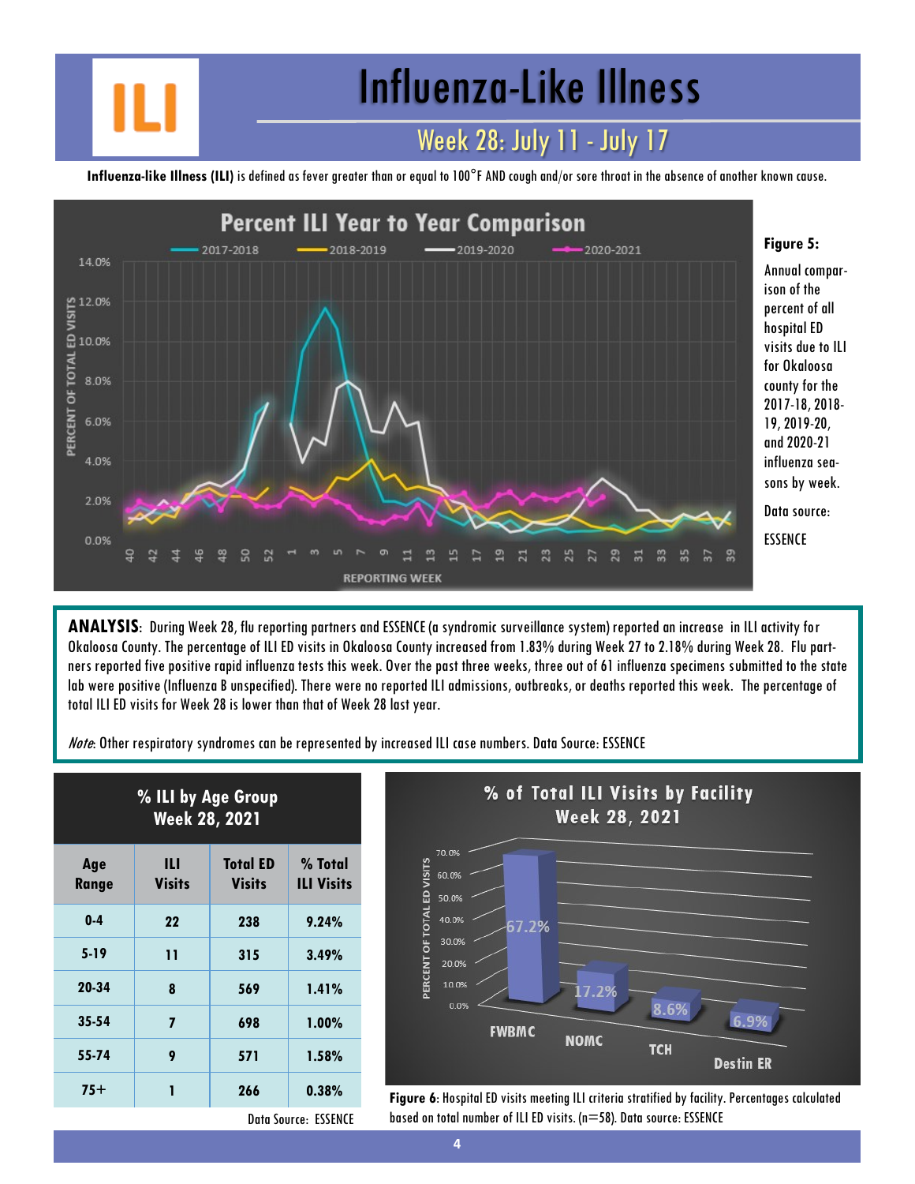# Influenza-Like Illness

## Week 28: July 11 - July 17

**Influenza-like Illness (ILI)** is defined as fever greater than or equal to 100°F AND cough and/or sore throat in the absence of another known cause.

**Figure 5:** Annual comparison of the percent of all hospital ED visits due to ILI for Okaloosa county for the 2017-18, 2018-19, 2019-20, and 2020-21 influenza seasons by week.

Data source: ESSENCE

**ANALYSIS**: During Week 28, flu reporting partners and ESSENCE (a syndromic surveillance system) reported an increase in ILI activity for Okaloosa County. The percentage of ILI ED visits in Okaloosa County increased from 1.83% during Week 27 to 2.18% during Week 28. Flu partners reported five positive rapid influenza tests this week. Over the past three weeks, three out of 61 influenza specimens submitted to the state lab were positive (Influenza B unspecified). There were no reported ILI admissions, outbreaks, or deaths reported this week. The percentage of total ILI ED visits for Week 28 is lower than that of Week 28 last year.

*Note*: Other respiratory syndromes can be represented by increased ILI case numbers. Data Source: ESSENCE

**% ILI by Age Group Week 28, 2021**

| Age Range | ILI Visits | Total ED Visits | % Total ILI Visits |
|---|---|---|---|
| 0-4 | 22 | 238 | 9.24% |
| 5-19 | 11 | 315 | 3.49% |
| 20-34 | 8 | 569 | 1.41% |
| 35-54 | 7 | 698 | 1.00% |
| 55-74 | 9 | 571 | 1.58% |
| 75+ | 1 | 266 | 0.38% |

Data Source: ESSENCE

**Figure 6**: Hospital ED visits meeting ILI criteria stratified by facility. Percentages calculated based on total number of ILI ED visits. (n=58). Data source: ESSENCE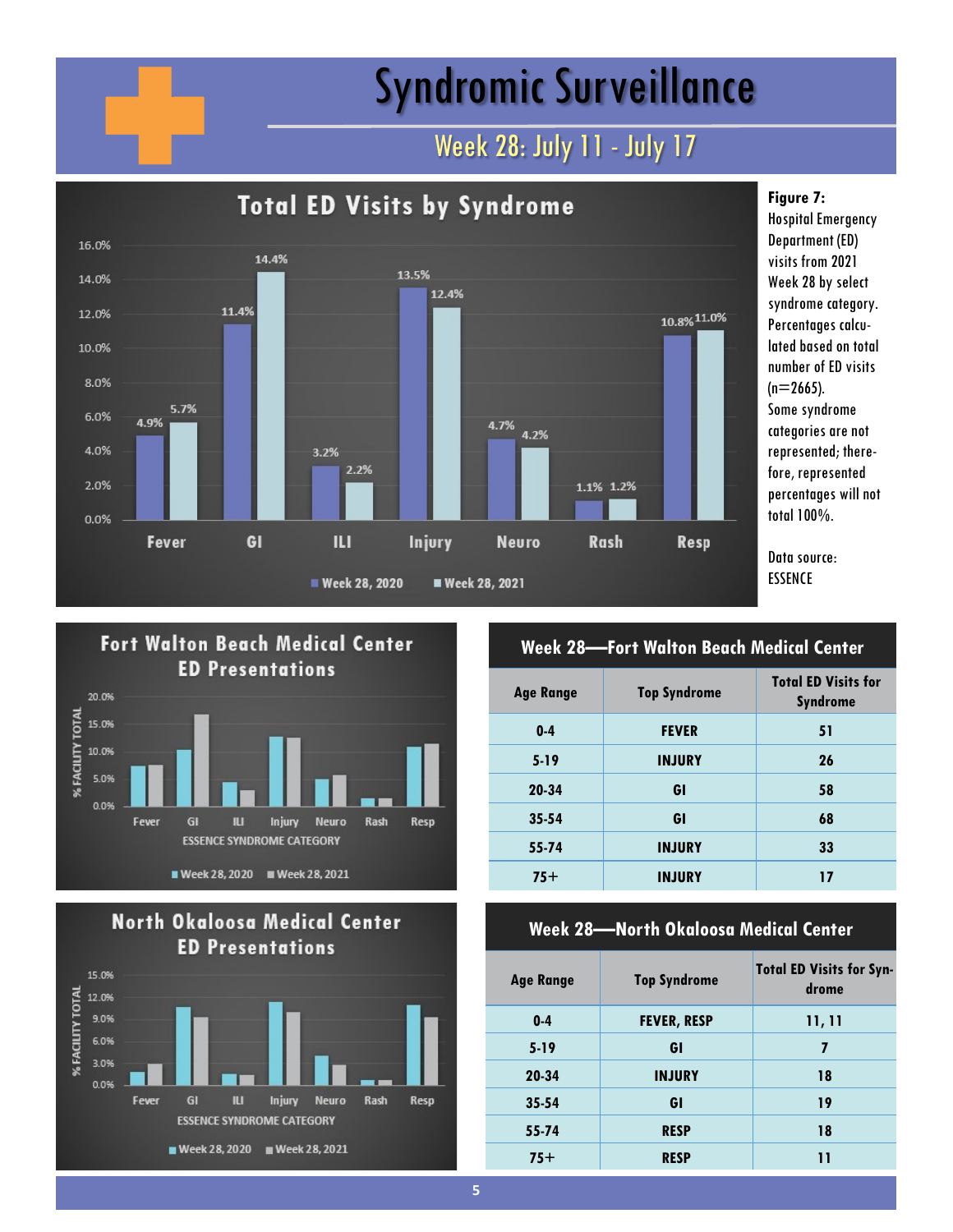# Syndromic Surveillance

## Week 28: July 11 - July 17

### Total ED Visits by Syndrome

| Syndrome | Week 28, 2020 | Week 28, 2021 |
|---|---|---|
| Fever | 4.9% | 5.7% |
| GI | 11.4% | 14.4% |
| ILI | 3.2% | 2.2% |
| Injury | 13.5% | 12.4% |
| Neuro | 4.7% | 4.2% |
| Rash | 1.1% | 1.2% |
| Resp | 10.8% | 11.0% |

**Figure 7:** Hospital Emergency Department (ED) visits from 2021 Week 28 by select syndrome category. Percentages calculated based on total number of ED visits (n=2665). Some syndrome categories are not represented; therefore, represented percentages will not total 100%.

Data source: ESSENCE

### Fort Walton Beach Medical Center ED Presentations

% FACILITY TOTAL by ESSENCE SYNDROME CATEGORY (Fever, GI, ILI, Injury, Neuro, Rash, Resp); Week 28, 2020 and Week 28, 2021

### Week 28—Fort Walton Beach Medical Center

| Age Range | Top Syndrome | Total ED Visits for Syndrome |
|---|---|---|
| 0-4 | FEVER | 51 |
| 5-19 | INJURY | 26 |
| 20-34 | GI | 58 |
| 35-54 | GI | 68 |
| 55-74 | INJURY | 33 |
| 75+ | INJURY | 17 |

### North Okaloosa Medical Center ED Presentations

% FACILITY TOTAL by ESSENCE SYNDROME CATEGORY (Fever, GI, ILI, Injury, Neuro, Rash, Resp); Week 28, 2020 and Week 28, 2021

### Week 28—North Okaloosa Medical Center

| Age Range | Top Syndrome | Total ED Visits for Syndrome |
|---|---|---|
| 0-4 | FEVER, RESP | 11, 11 |
| 5-19 | GI | 7 |
| 20-34 | INJURY | 18 |
| 35-54 | GI | 19 |
| 55-74 | RESP | 18 |
| 75+ | RESP | 11 |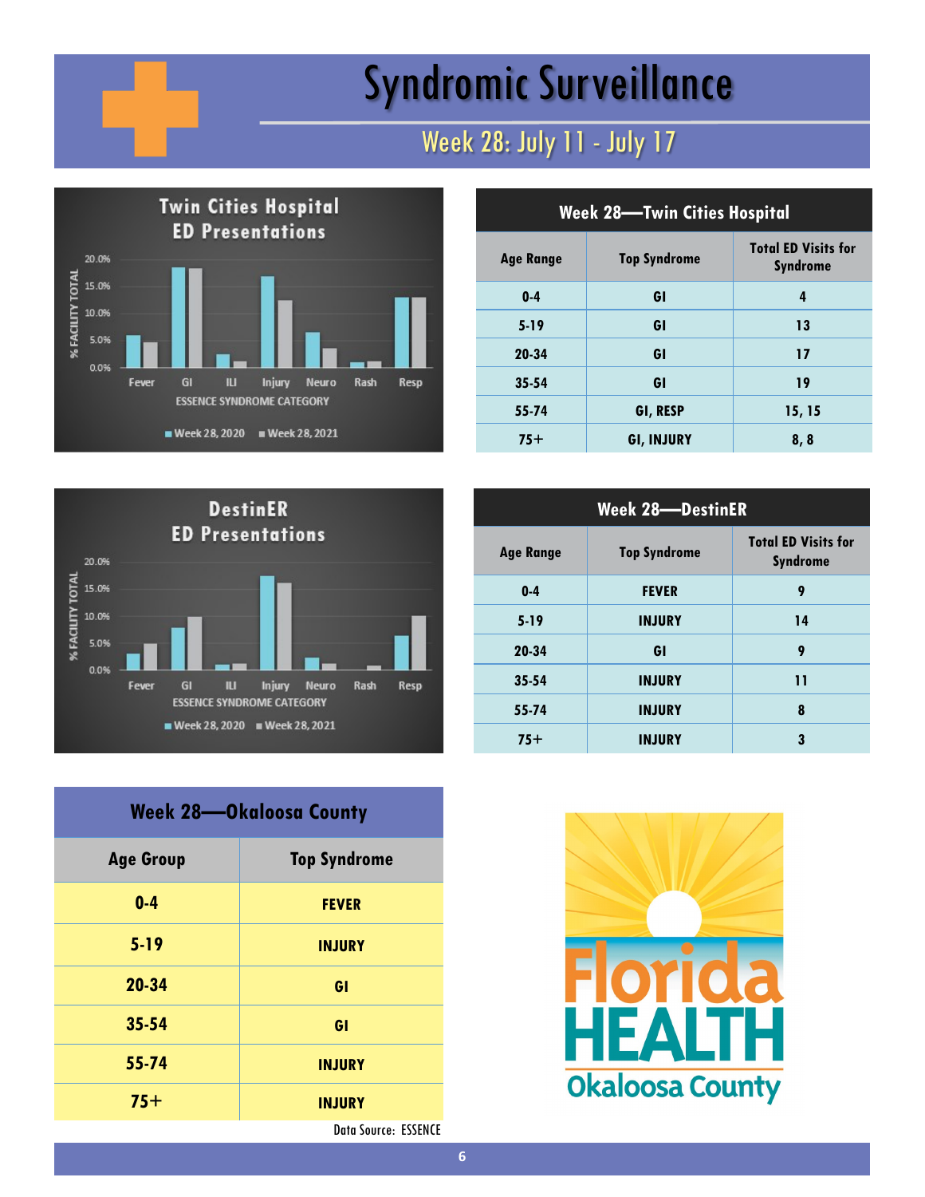# Syndromic Surveillance

## Week 28: July 11 - July 17

Twin Cities Hospital
ED Presentations

% FACILITY TOTAL

20.0%
15.0%
10.0%
5.0%
0.0%

Fever GI ILI Injury Neuro Rash Resp

ESSENCE SYNDROME CATEGORY

Week 28, 2020 Week 28, 2021

| Week 28—Twin Cities Hospital | | |
|---|---|---|
| **Age Range** | **Top Syndrome** | **Total ED Visits for Syndrome** |
| 0-4 | GI | 4 |
| 5-19 | GI | 13 |
| 20-34 | GI | 17 |
| 35-54 | GI | 19 |
| 55-74 | GI, RESP | 15, 15 |
| 75+ | GI, INJURY | 8, 8 |

DestinER
ED Presentations

% FACILITY TOTAL

20.0%
15.0%
10.0%
5.0%
0.0%

Fever GI ILI Injury Neuro Rash Resp

ESSENCE SYNDROME CATEGORY

Week 28, 2020 Week 28, 2021

| Week 28—DestinER | | |
|---|---|---|
| **Age Range** | **Top Syndrome** | **Total ED Visits for Syndrome** |
| 0-4 | FEVER | 9 |
| 5-19 | INJURY | 14 |
| 20-34 | GI | 9 |
| 35-54 | INJURY | 11 |
| 55-74 | INJURY | 8 |
| 75+ | INJURY | 3 |

| Week 28—Okaloosa County | |
|---|---|
| **Age Group** | **Top Syndrome** |
| 0-4 | FEVER |
| 5-19 | INJURY |
| 20-34 | GI |
| 35-54 | GI |
| 55-74 | INJURY |
| 75+ | INJURY |

Data Source: ESSENCE

Florida HEALTH
Okaloosa County